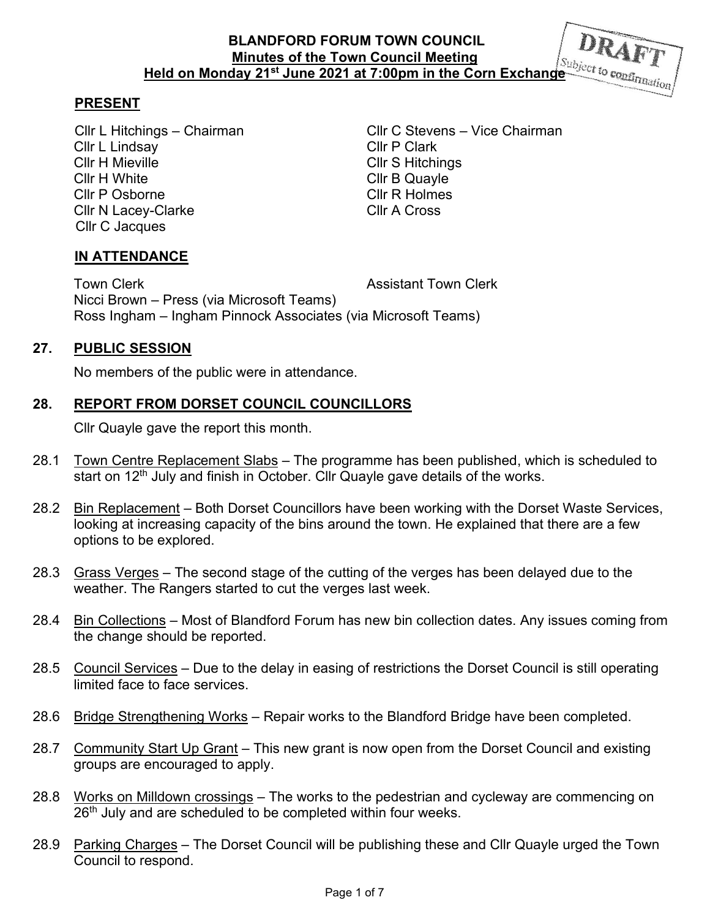**BLANDFORD FORUM TOWN COUNCIL**
**Minutes of the Town Council Meeting**
**Held on Monday 21st June 2021 at 7:00pm in the Corn Exchange**

DRAFT
Subject to confirmation

## PRESENT

Cllr L Hitchings – Chairman
Cllr C Stevens – Vice Chairman
Cllr L Lindsay
Cllr P Clark
Cllr H Mieville
Cllr S Hitchings
Cllr H White
Cllr B Quayle
Cllr P Osborne
Cllr R Holmes
Cllr N Lacey-Clarke
Cllr A Cross
Cllr C Jacques

## IN ATTENDANCE

Town Clerk
Assistant Town Clerk
Nicci Brown – Press (via Microsoft Teams)
Ross Ingham – Ingham Pinnock Associates (via Microsoft Teams)

## 27. PUBLIC SESSION

No members of the public were in attendance.

## 28. REPORT FROM DORSET COUNCIL COUNCILLORS

Cllr Quayle gave the report this month.

28.1 Town Centre Replacement Slabs – The programme has been published, which is scheduled to start on 12th July and finish in October. Cllr Quayle gave details of the works.

28.2 Bin Replacement – Both Dorset Councillors have been working with the Dorset Waste Services, looking at increasing capacity of the bins around the town. He explained that there are a few options to be explored.

28.3 Grass Verges – The second stage of the cutting of the verges has been delayed due to the weather. The Rangers started to cut the verges last week.

28.4 Bin Collections – Most of Blandford Forum has new bin collection dates. Any issues coming from the change should be reported.

28.5 Council Services – Due to the delay in easing of restrictions the Dorset Council is still operating limited face to face services.

28.6 Bridge Strengthening Works – Repair works to the Blandford Bridge have been completed.

28.7 Community Start Up Grant – This new grant is now open from the Dorset Council and existing groups are encouraged to apply.

28.8 Works on Milldown crossings – The works to the pedestrian and cycleway are commencing on 26th July and are scheduled to be completed within four weeks.

28.9 Parking Charges – The Dorset Council will be publishing these and Cllr Quayle urged the Town Council to respond.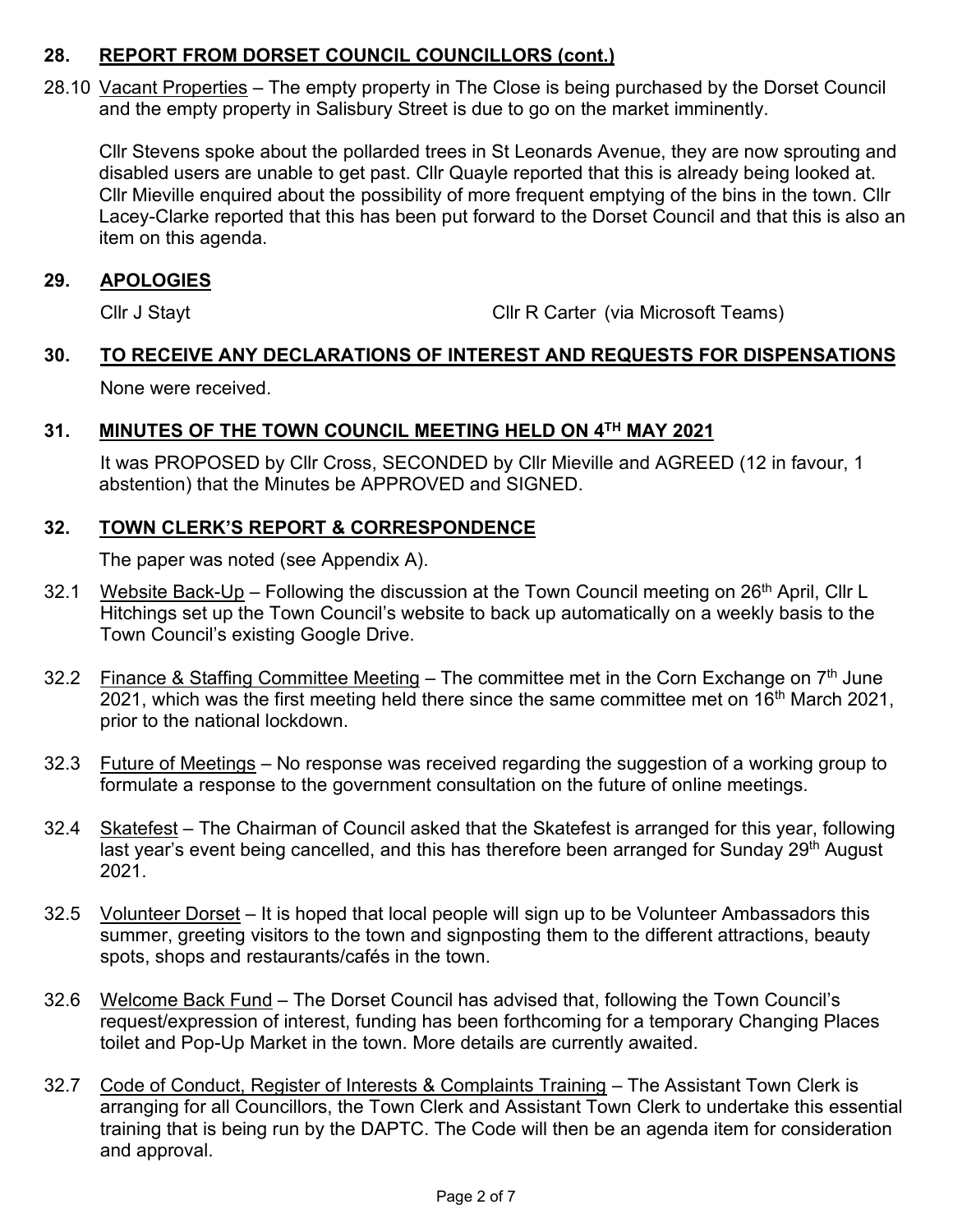## 28. REPORT FROM DORSET COUNCIL COUNCILLORS (cont.)

28.10 Vacant Properties – The empty property in The Close is being purchased by the Dorset Council and the empty property in Salisbury Street is due to go on the market imminently.

Cllr Stevens spoke about the pollarded trees in St Leonards Avenue, they are now sprouting and disabled users are unable to get past. Cllr Quayle reported that this is already being looked at. Cllr Mieville enquired about the possibility of more frequent emptying of the bins in the town. Cllr Lacey-Clarke reported that this has been put forward to the Dorset Council and that this is also an item on this agenda.

## 29. APOLOGIES

Cllr J Stayt    Cllr R Carter (via Microsoft Teams)

## 30. TO RECEIVE ANY DECLARATIONS OF INTEREST AND REQUESTS FOR DISPENSATIONS

None were received.

## 31. MINUTES OF THE TOWN COUNCIL MEETING HELD ON 4TH MAY 2021

It was PROPOSED by Cllr Cross, SECONDED by Cllr Mieville and AGREED (12 in favour, 1 abstention) that the Minutes be APPROVED and SIGNED.

## 32. TOWN CLERK'S REPORT & CORRESPONDENCE

The paper was noted (see Appendix A).

32.1 Website Back-Up – Following the discussion at the Town Council meeting on 26th April, Cllr L Hitchings set up the Town Council's website to back up automatically on a weekly basis to the Town Council's existing Google Drive.

32.2 Finance & Staffing Committee Meeting – The committee met in the Corn Exchange on 7th June 2021, which was the first meeting held there since the same committee met on 16th March 2021, prior to the national lockdown.

32.3 Future of Meetings – No response was received regarding the suggestion of a working group to formulate a response to the government consultation on the future of online meetings.

32.4 Skatefest – The Chairman of Council asked that the Skatefest is arranged for this year, following last year's event being cancelled, and this has therefore been arranged for Sunday 29th August 2021.

32.5 Volunteer Dorset – It is hoped that local people will sign up to be Volunteer Ambassadors this summer, greeting visitors to the town and signposting them to the different attractions, beauty spots, shops and restaurants/cafés in the town.

32.6 Welcome Back Fund – The Dorset Council has advised that, following the Town Council's request/expression of interest, funding has been forthcoming for a temporary Changing Places toilet and Pop-Up Market in the town. More details are currently awaited.

32.7 Code of Conduct, Register of Interests & Complaints Training – The Assistant Town Clerk is arranging for all Councillors, the Town Clerk and Assistant Town Clerk to undertake this essential training that is being run by the DAPTC. The Code will then be an agenda item for consideration and approval.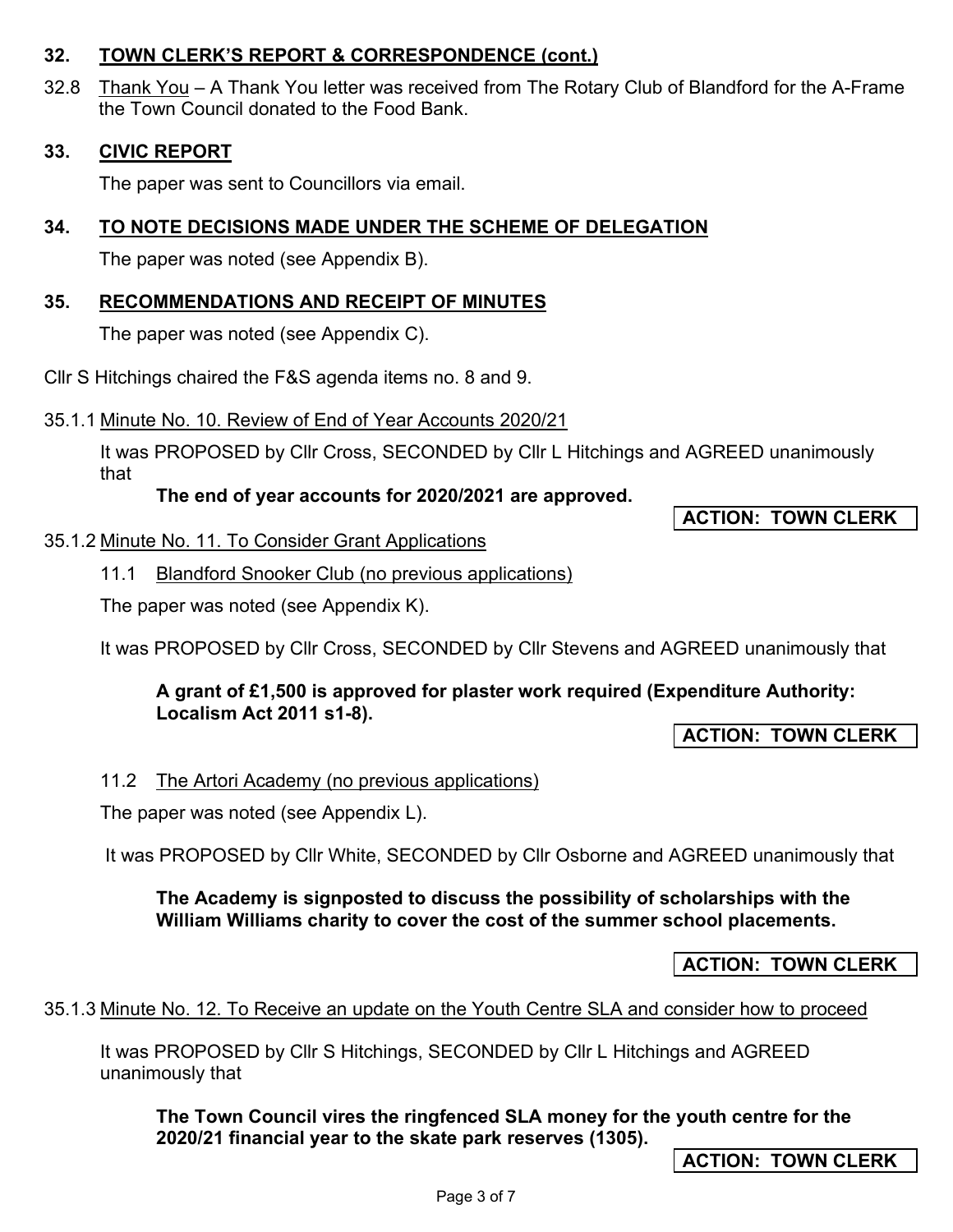## 32. TOWN CLERK'S REPORT & CORRESPONDENCE (cont.)

32.8 Thank You – A Thank You letter was received from The Rotary Club of Blandford for the A-Frame the Town Council donated to the Food Bank.

## 33. CIVIC REPORT

The paper was sent to Councillors via email.

## 34. TO NOTE DECISIONS MADE UNDER THE SCHEME OF DELEGATION

The paper was noted (see Appendix B).

## 35. RECOMMENDATIONS AND RECEIPT OF MINUTES

The paper was noted (see Appendix C).

Cllr S Hitchings chaired the F&S agenda items no. 8 and 9.

35.1.1 Minute No. 10. Review of End of Year Accounts 2020/21

It was PROPOSED by Cllr Cross, SECONDED by Cllr L Hitchings and AGREED unanimously that

**The end of year accounts for 2020/2021 are approved.**

**ACTION: TOWN CLERK**

35.1.2 Minute No. 11. To Consider Grant Applications

11.1 Blandford Snooker Club (no previous applications)

The paper was noted (see Appendix K).

It was PROPOSED by Cllr Cross, SECONDED by Cllr Stevens and AGREED unanimously that

**A grant of £1,500 is approved for plaster work required (Expenditure Authority: Localism Act 2011 s1-8).**

**ACTION: TOWN CLERK**

11.2 The Artori Academy (no previous applications)

The paper was noted (see Appendix L).

It was PROPOSED by Cllr White, SECONDED by Cllr Osborne and AGREED unanimously that

**The Academy is signposted to discuss the possibility of scholarships with the William Williams charity to cover the cost of the summer school placements.**

**ACTION: TOWN CLERK**

35.1.3 Minute No. 12. To Receive an update on the Youth Centre SLA and consider how to proceed

It was PROPOSED by Cllr S Hitchings, SECONDED by Cllr L Hitchings and AGREED unanimously that

**The Town Council vires the ringfenced SLA money for the youth centre for the 2020/21 financial year to the skate park reserves (1305).**

**ACTION: TOWN CLERK**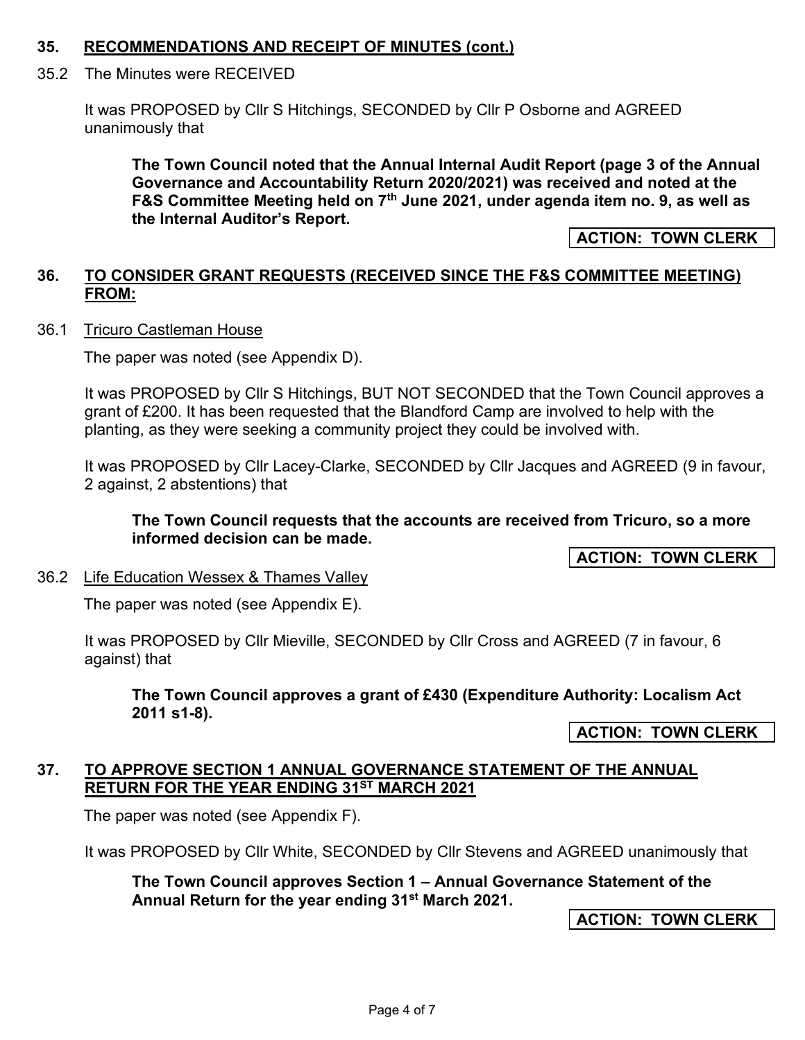## 35. RECOMMENDATIONS AND RECEIPT OF MINUTES (cont.)

35.2 The Minutes were RECEIVED

It was PROPOSED by Cllr S Hitchings, SECONDED by Cllr P Osborne and AGREED unanimously that

**The Town Council noted that the Annual Internal Audit Report (page 3 of the Annual Governance and Accountability Return 2020/2021) was received and noted at the F&S Committee Meeting held on 7th June 2021, under agenda item no. 9, as well as the Internal Auditor's Report.**

**ACTION: TOWN CLERK**

## 36. TO CONSIDER GRANT REQUESTS (RECEIVED SINCE THE F&S COMMITTEE MEETING) FROM:

36.1 Tricuro Castleman House

The paper was noted (see Appendix D).

It was PROPOSED by Cllr S Hitchings, BUT NOT SECONDED that the Town Council approves a grant of £200. It has been requested that the Blandford Camp are involved to help with the planting, as they were seeking a community project they could be involved with.

It was PROPOSED by Cllr Lacey-Clarke, SECONDED by Cllr Jacques and AGREED (9 in favour, 2 against, 2 abstentions) that

**The Town Council requests that the accounts are received from Tricuro, so a more informed decision can be made.**

**ACTION: TOWN CLERK**

36.2 Life Education Wessex & Thames Valley

The paper was noted (see Appendix E).

It was PROPOSED by Cllr Mieville, SECONDED by Cllr Cross and AGREED (7 in favour, 6 against) that

**The Town Council approves a grant of £430 (Expenditure Authority: Localism Act 2011 s1-8).**

**ACTION: TOWN CLERK**

## 37. TO APPROVE SECTION 1 ANNUAL GOVERNANCE STATEMENT OF THE ANNUAL RETURN FOR THE YEAR ENDING 31ST MARCH 2021

The paper was noted (see Appendix F).

It was PROPOSED by Cllr White, SECONDED by Cllr Stevens and AGREED unanimously that

**The Town Council approves Section 1 – Annual Governance Statement of the Annual Return for the year ending 31st March 2021.**

**ACTION: TOWN CLERK**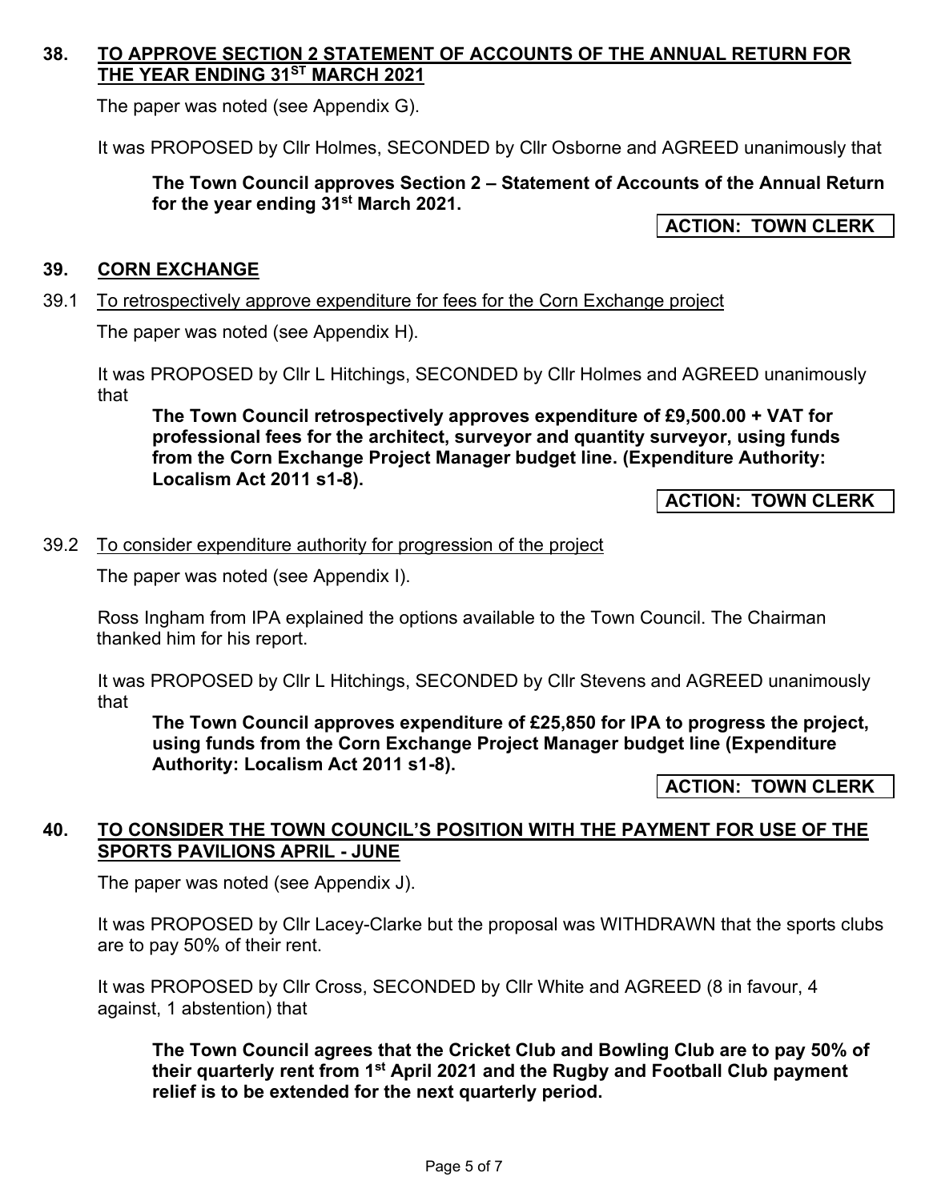## 38. TO APPROVE SECTION 2 STATEMENT OF ACCOUNTS OF THE ANNUAL RETURN FOR THE YEAR ENDING 31ST MARCH 2021

The paper was noted (see Appendix G).

It was PROPOSED by Cllr Holmes, SECONDED by Cllr Osborne and AGREED unanimously that

> **The Town Council approves Section 2 – Statement of Accounts of the Annual Return for the year ending 31st March 2021.**

**ACTION: TOWN CLERK**

## 39. CORN EXCHANGE

### 39.1 To retrospectively approve expenditure for fees for the Corn Exchange project

The paper was noted (see Appendix H).

It was PROPOSED by Cllr L Hitchings, SECONDED by Cllr Holmes and AGREED unanimously that

> **The Town Council retrospectively approves expenditure of £9,500.00 + VAT for professional fees for the architect, surveyor and quantity surveyor, using funds from the Corn Exchange Project Manager budget line. (Expenditure Authority: Localism Act 2011 s1-8).**

**ACTION: TOWN CLERK**

### 39.2 To consider expenditure authority for progression of the project

The paper was noted (see Appendix I).

Ross Ingham from IPA explained the options available to the Town Council. The Chairman thanked him for his report.

It was PROPOSED by Cllr L Hitchings, SECONDED by Cllr Stevens and AGREED unanimously that

> **The Town Council approves expenditure of £25,850 for IPA to progress the project, using funds from the Corn Exchange Project Manager budget line (Expenditure Authority: Localism Act 2011 s1-8).**

**ACTION: TOWN CLERK**

## 40. TO CONSIDER THE TOWN COUNCIL'S POSITION WITH THE PAYMENT FOR USE OF THE SPORTS PAVILIONS APRIL - JUNE

The paper was noted (see Appendix J).

It was PROPOSED by Cllr Lacey-Clarke but the proposal was WITHDRAWN that the sports clubs are to pay 50% of their rent.

It was PROPOSED by Cllr Cross, SECONDED by Cllr White and AGREED (8 in favour, 4 against, 1 abstention) that

> **The Town Council agrees that the Cricket Club and Bowling Club are to pay 50% of their quarterly rent from 1st April 2021 and the Rugby and Football Club payment relief is to be extended for the next quarterly period.**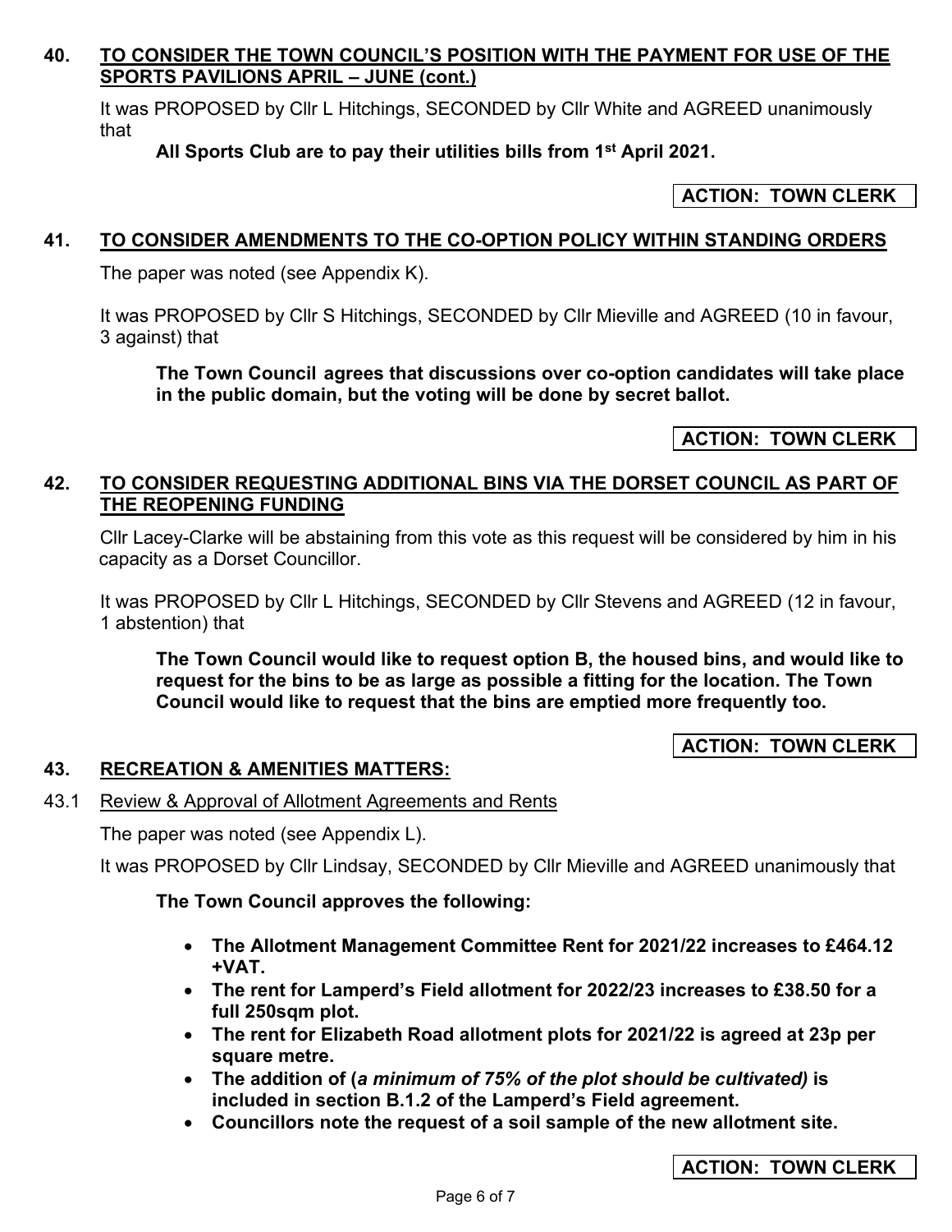## 40. TO CONSIDER THE TOWN COUNCIL'S POSITION WITH THE PAYMENT FOR USE OF THE SPORTS PAVILIONS APRIL – JUNE (cont.)

It was PROPOSED by Cllr L Hitchings, SECONDED by Cllr White and AGREED unanimously that

**All Sports Club are to pay their utilities bills from 1st April 2021.**

**ACTION: TOWN CLERK**

## 41. TO CONSIDER AMENDMENTS TO THE CO-OPTION POLICY WITHIN STANDING ORDERS

The paper was noted (see Appendix K).

It was PROPOSED by Cllr S Hitchings, SECONDED by Cllr Mieville and AGREED (10 in favour, 3 against) that

**The Town Council agrees that discussions over co-option candidates will take place in the public domain, but the voting will be done by secret ballot.**

**ACTION: TOWN CLERK**

## 42. TO CONSIDER REQUESTING ADDITIONAL BINS VIA THE DORSET COUNCIL AS PART OF THE REOPENING FUNDING

Cllr Lacey-Clarke will be abstaining from this vote as this request will be considered by him in his capacity as a Dorset Councillor.

It was PROPOSED by Cllr L Hitchings, SECONDED by Cllr Stevens and AGREED (12 in favour, 1 abstention) that

**The Town Council would like to request option B, the housed bins, and would like to request for the bins to be as large as possible a fitting for the location. The Town Council would like to request that the bins are emptied more frequently too.**

**ACTION: TOWN CLERK**

## 43. RECREATION & AMENITIES MATTERS:

43.1 Review & Approval of Allotment Agreements and Rents

The paper was noted (see Appendix L).

It was PROPOSED by Cllr Lindsay, SECONDED by Cllr Mieville and AGREED unanimously that

**The Town Council approves the following:**

- **The Allotment Management Committee Rent for 2021/22 increases to £464.12 +VAT.**
- **The rent for Lamperd's Field allotment for 2022/23 increases to £38.50 for a full 250sqm plot.**
- **The rent for Elizabeth Road allotment plots for 2021/22 is agreed at 23p per square metre.**
- **The addition of (*a minimum of 75% of the plot should be cultivated)* is included in section B.1.2 of the Lamperd's Field agreement.**
- **Councillors note the request of a soil sample of the new allotment site.**

**ACTION: TOWN CLERK**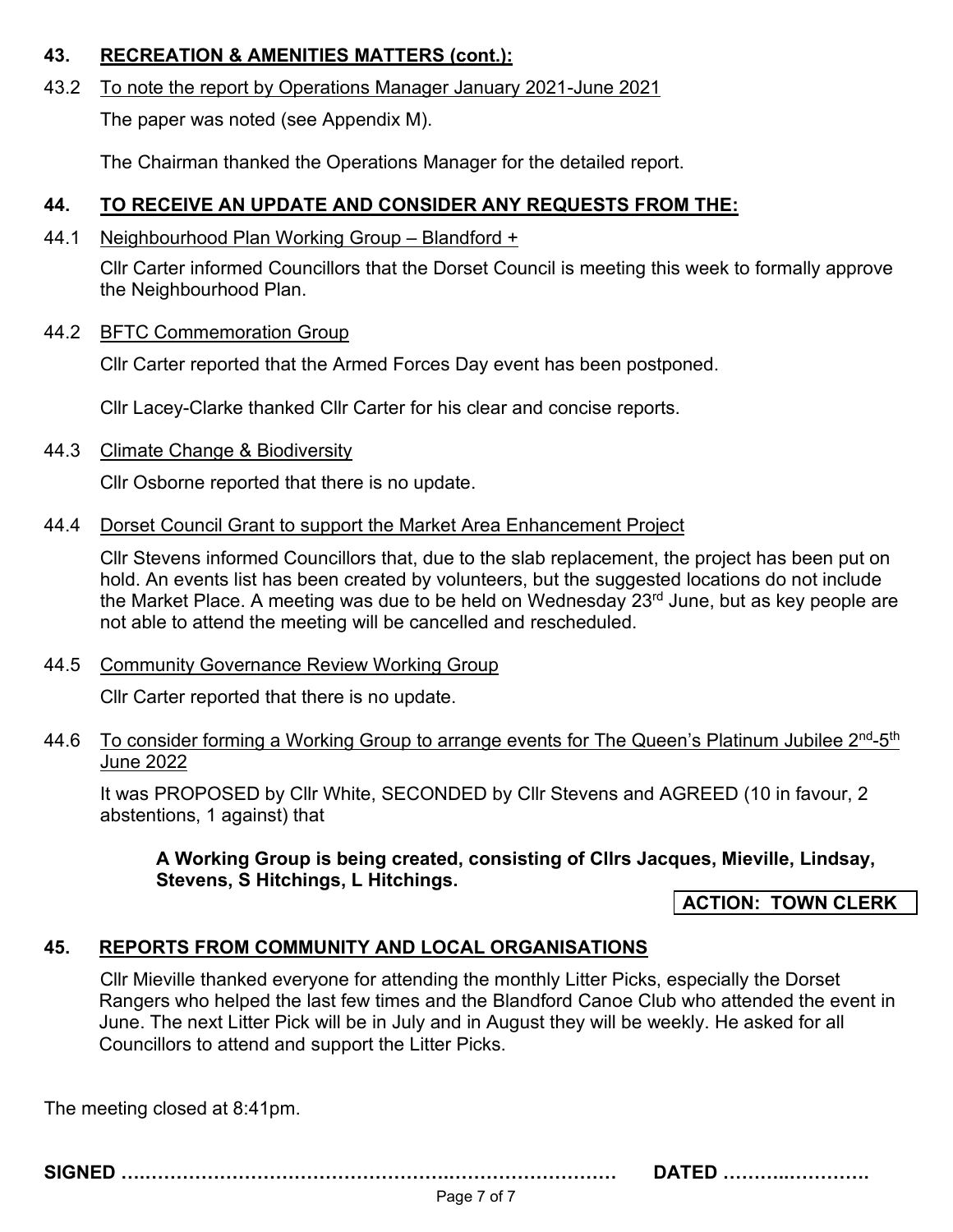## 43. RECREATION & AMENITIES MATTERS (cont.):

43.2 To note the report by Operations Manager January 2021-June 2021

The paper was noted (see Appendix M).

The Chairman thanked the Operations Manager for the detailed report.

## 44. TO RECEIVE AN UPDATE AND CONSIDER ANY REQUESTS FROM THE:

44.1 Neighbourhood Plan Working Group – Blandford +

Cllr Carter informed Councillors that the Dorset Council is meeting this week to formally approve the Neighbourhood Plan.

44.2 BFTC Commemoration Group

Cllr Carter reported that the Armed Forces Day event has been postponed.

Cllr Lacey-Clarke thanked Cllr Carter for his clear and concise reports.

44.3 Climate Change & Biodiversity

Cllr Osborne reported that there is no update.

44.4 Dorset Council Grant to support the Market Area Enhancement Project

Cllr Stevens informed Councillors that, due to the slab replacement, the project has been put on hold. An events list has been created by volunteers, but the suggested locations do not include the Market Place. A meeting was due to be held on Wednesday 23rd June, but as key people are not able to attend the meeting will be cancelled and rescheduled.

44.5 Community Governance Review Working Group

Cllr Carter reported that there is no update.

44.6 To consider forming a Working Group to arrange events for The Queen's Platinum Jubilee 2nd-5th June 2022

It was PROPOSED by Cllr White, SECONDED by Cllr Stevens and AGREED (10 in favour, 2 abstentions, 1 against) that

**A Working Group is being created, consisting of Cllrs Jacques, Mieville, Lindsay, Stevens, S Hitchings, L Hitchings.**

**ACTION: TOWN CLERK**

## 45. REPORTS FROM COMMUNITY AND LOCAL ORGANISATIONS

Cllr Mieville thanked everyone for attending the monthly Litter Picks, especially the Dorset Rangers who helped the last few times and the Blandford Canoe Club who attended the event in June. The next Litter Pick will be in July and in August they will be weekly. He asked for all Councillors to attend and support the Litter Picks.

The meeting closed at 8:41pm.

**SIGNED ……………………………………………………………………… DATED ………..…………**